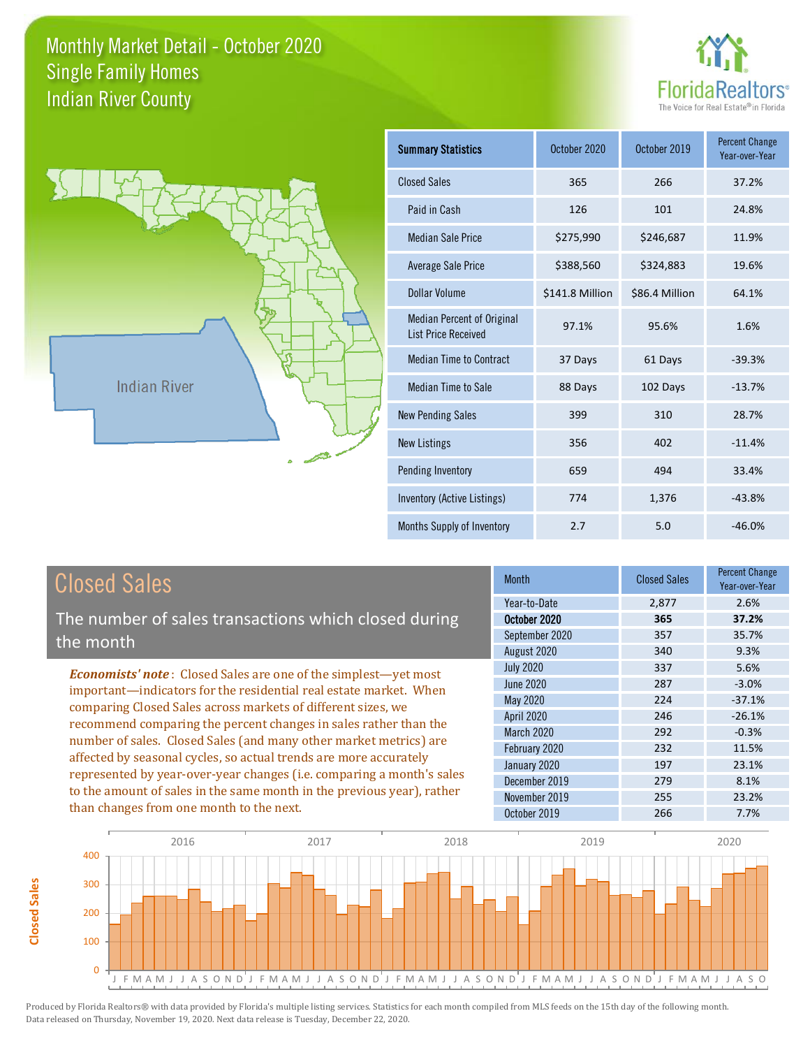# Monthly Market Detail - October 2020
## Single Family Homes
## Indian River County

FloridaRealtors®
The Voice for Real Estate® in Florida

Indian River

| Summary Statistics | October 2020 | October 2019 | Percent Change Year-over-Year |
|---|---|---|---|
| Closed Sales | 365 | 266 | 37.2% |
| Paid in Cash | 126 | 101 | 24.8% |
| Median Sale Price | $275,990 | $246,687 | 11.9% |
| Average Sale Price | $388,560 | $324,883 | 19.6% |
| Dollar Volume | $141.8 Million | $86.4 Million | 64.1% |
| Median Percent of Original List Price Received | 97.1% | 95.6% | 1.6% |
| Median Time to Contract | 37 Days | 61 Days | -39.3% |
| Median Time to Sale | 88 Days | 102 Days | -13.7% |
| New Pending Sales | 399 | 310 | 28.7% |
| New Listings | 356 | 402 | -11.4% |
| Pending Inventory | 659 | 494 | 33.4% |
| Inventory (Active Listings) | 774 | 1,376 | -43.8% |
| Months Supply of Inventory | 2.7 | 5.0 | -46.0% |

## Closed Sales

The number of sales transactions which closed during the month

***Economists' note***: Closed Sales are one of the simplest—yet most important—indicators for the residential real estate market. When comparing Closed Sales across markets of different sizes, we recommend comparing the percent changes in sales rather than the number of sales. Closed Sales (and many other market metrics) are affected by seasonal cycles, so actual trends are more accurately represented by year-over-year changes (i.e. comparing a month's sales to the amount of sales in the same month in the previous year), rather than changes from one month to the next.

| Month | Closed Sales | Percent Change Year-over-Year |
|---|---|---|
| Year-to-Date | 2,877 | 2.6% |
| **October 2020** | **365** | **37.2%** |
| September 2020 | 357 | 35.7% |
| August 2020 | 340 | 9.3% |
| July 2020 | 337 | 5.6% |
| June 2020 | 287 | -3.0% |
| May 2020 | 224 | -37.1% |
| April 2020 | 246 | -26.1% |
| March 2020 | 292 | -0.3% |
| February 2020 | 232 | 11.5% |
| January 2020 | 197 | 23.1% |
| December 2019 | 279 | 8.1% |
| November 2019 | 255 | 23.2% |
| October 2019 | 266 | 7.7% |

Produced by Florida Realtors® with data provided by Florida's multiple listing services. Statistics for each month compiled from MLS feeds on the 15th day of the following month. Data released on Thursday, November 19, 2020. Next data release is Tuesday, December 22, 2020.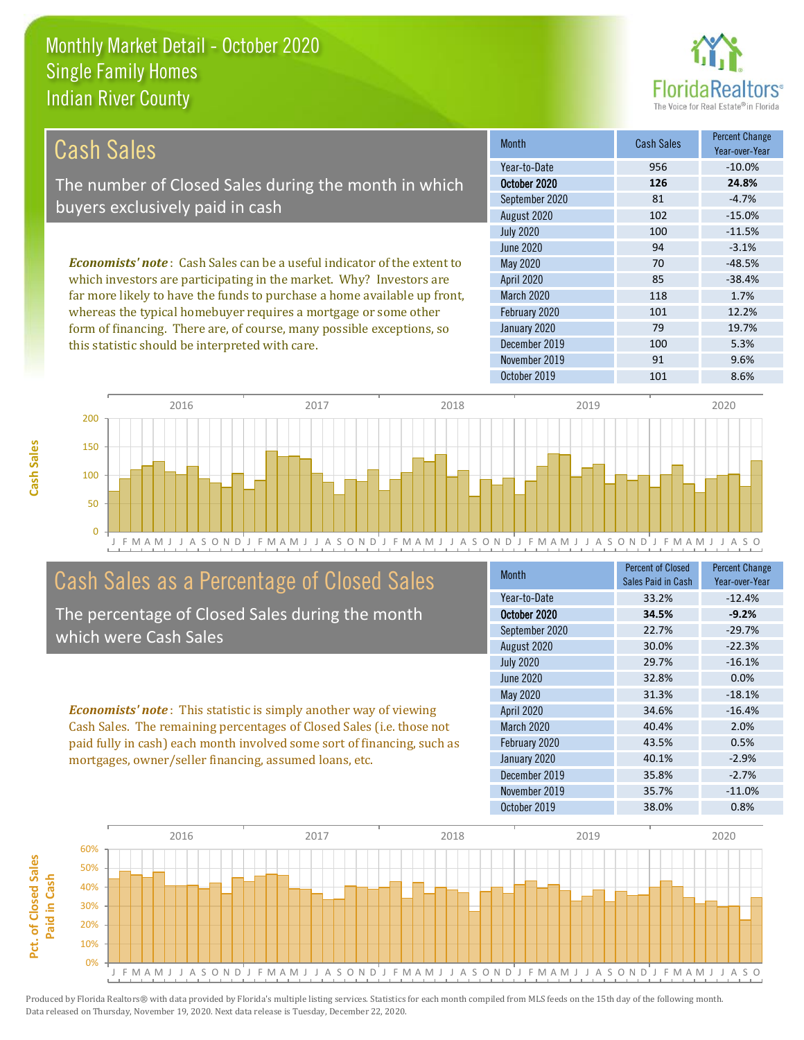# Monthly Market Detail - October 2020
## Single Family Homes
## Indian River County

## Cash Sales

The number of Closed Sales during the month in which buyers exclusively paid in cash

*Economists' note*: Cash Sales can be a useful indicator of the extent to which investors are participating in the market. Why? Investors are far more likely to have the funds to purchase a home available up front, whereas the typical homebuyer requires a mortgage or some other form of financing. There are, of course, many possible exceptions, so this statistic should be interpreted with care.

| Month | Cash Sales | Percent Change Year-over-Year |
|---|---|---|
| Year-to-Date | 956 | -10.0% |
| **October 2020** | **126** | **24.8%** |
| September 2020 | 81 | -4.7% |
| August 2020 | 102 | -15.0% |
| July 2020 | 100 | -11.5% |
| June 2020 | 94 | -3.1% |
| May 2020 | 70 | -48.5% |
| April 2020 | 85 | -38.4% |
| March 2020 | 118 | 1.7% |
| February 2020 | 101 | 12.2% |
| January 2020 | 79 | 19.7% |
| December 2019 | 100 | 5.3% |
| November 2019 | 91 | 9.6% |
| October 2019 | 101 | 8.6% |

## Cash Sales as a Percentage of Closed Sales

The percentage of Closed Sales during the month which were Cash Sales

*Economists' note*: This statistic is simply another way of viewing Cash Sales. The remaining percentages of Closed Sales (i.e. those not paid fully in cash) each month involved some sort of financing, such as mortgages, owner/seller financing, assumed loans, etc.

| Month | Percent of Closed Sales Paid in Cash | Percent Change Year-over-Year |
|---|---|---|
| Year-to-Date | 33.2% | -12.4% |
| **October 2020** | **34.5%** | **-9.2%** |
| September 2020 | 22.7% | -29.7% |
| August 2020 | 30.0% | -22.3% |
| July 2020 | 29.7% | -16.1% |
| June 2020 | 32.8% | 0.0% |
| May 2020 | 31.3% | -18.1% |
| April 2020 | 34.6% | -16.4% |
| March 2020 | 40.4% | 2.0% |
| February 2020 | 43.5% | 0.5% |
| January 2020 | 40.1% | -2.9% |
| December 2019 | 35.8% | -2.7% |
| November 2019 | 35.7% | -11.0% |
| October 2019 | 38.0% | 0.8% |

Produced by Florida Realtors® with data provided by Florida's multiple listing services. Statistics for each month compiled from MLS feeds on the 15th day of the following month. Data released on Thursday, November 19, 2020. Next data release is Tuesday, December 22, 2020.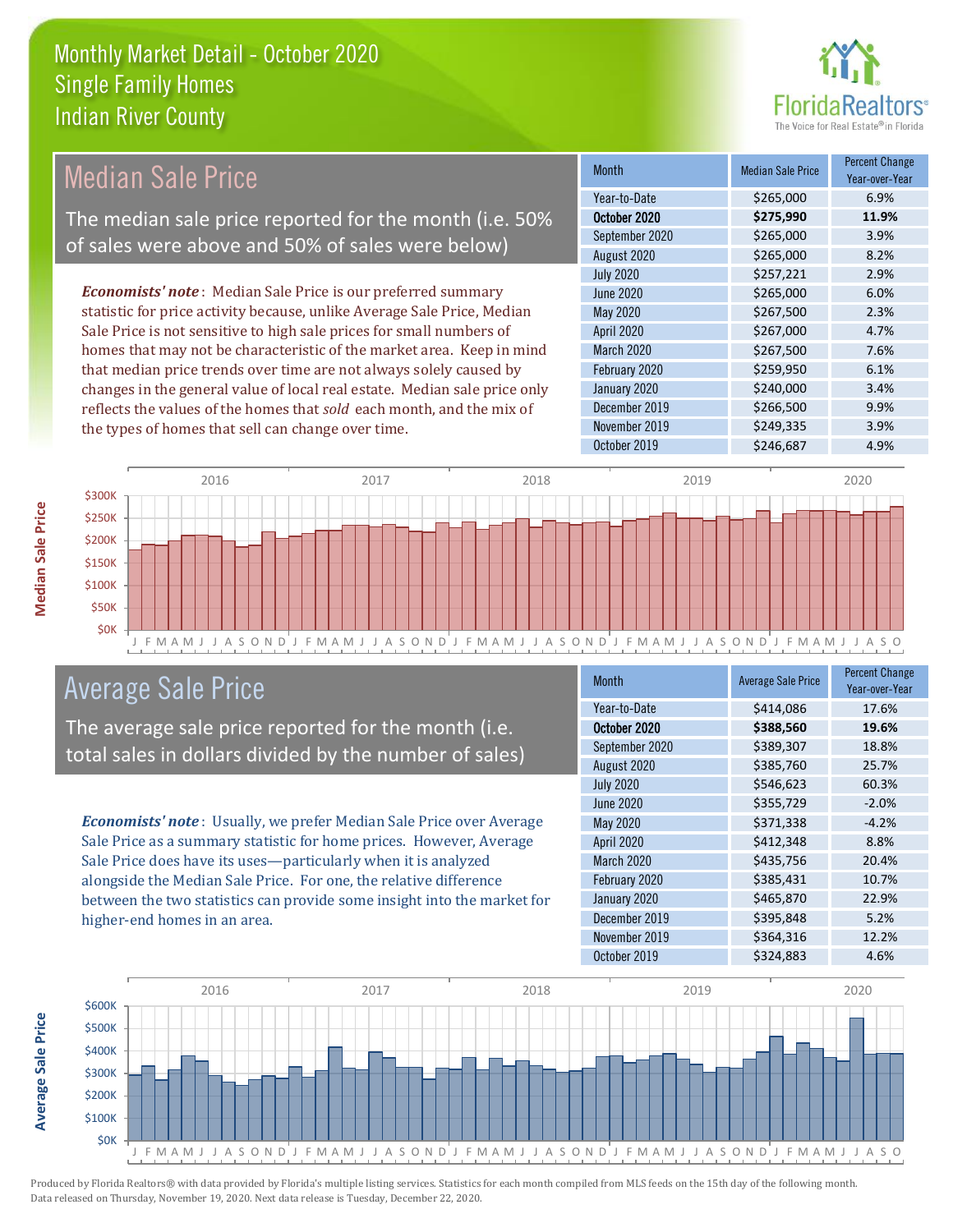# Monthly Market Detail - October 2020
## Single Family Homes
## Indian River County

## Median Sale Price

The median sale price reported for the month (i.e. 50% of sales were above and 50% of sales were below)

*Economists' note*: Median Sale Price is our preferred summary statistic for price activity because, unlike Average Sale Price, Median Sale Price is not sensitive to high sale prices for small numbers of homes that may not be characteristic of the market area. Keep in mind that median price trends over time are not always solely caused by changes in the general value of local real estate. Median sale price only reflects the values of the homes that *sold* each month, and the mix of the types of homes that sell can change over time.

| Month | Median Sale Price | Percent Change Year-over-Year |
|---|---|---|
| Year-to-Date | $265,000 | 6.9% |
| **October 2020** | **$275,990** | **11.9%** |
| September 2020 | $265,000 | 3.9% |
| August 2020 | $265,000 | 8.2% |
| July 2020 | $257,221 | 2.9% |
| June 2020 | $265,000 | 6.0% |
| May 2020 | $267,500 | 2.3% |
| April 2020 | $267,000 | 4.7% |
| March 2020 | $267,500 | 7.6% |
| February 2020 | $259,950 | 6.1% |
| January 2020 | $240,000 | 3.4% |
| December 2019 | $266,500 | 9.9% |
| November 2019 | $249,335 | 3.9% |
| October 2019 | $246,687 | 4.9% |

## Average Sale Price

The average sale price reported for the month (i.e. total sales in dollars divided by the number of sales)

*Economists' note*: Usually, we prefer Median Sale Price over Average Sale Price as a summary statistic for home prices. However, Average Sale Price does have its uses—particularly when it is analyzed alongside the Median Sale Price. For one, the relative difference between the two statistics can provide some insight into the market for higher-end homes in an area.

| Month | Average Sale Price | Percent Change Year-over-Year |
|---|---|---|
| Year-to-Date | $414,086 | 17.6% |
| **October 2020** | **$388,560** | **19.6%** |
| September 2020 | $389,307 | 18.8% |
| August 2020 | $385,760 | 25.7% |
| July 2020 | $546,623 | 60.3% |
| June 2020 | $355,729 | -2.0% |
| May 2020 | $371,338 | -4.2% |
| April 2020 | $412,348 | 8.8% |
| March 2020 | $435,756 | 20.4% |
| February 2020 | $385,431 | 10.7% |
| January 2020 | $465,870 | 22.9% |
| December 2019 | $395,848 | 5.2% |
| November 2019 | $364,316 | 12.2% |
| October 2019 | $324,883 | 4.6% |

Produced by Florida Realtors® with data provided by Florida's multiple listing services. Statistics for each month compiled from MLS feeds on the 15th day of the following month. Data released on Thursday, November 19, 2020. Next data release is Tuesday, December 22, 2020.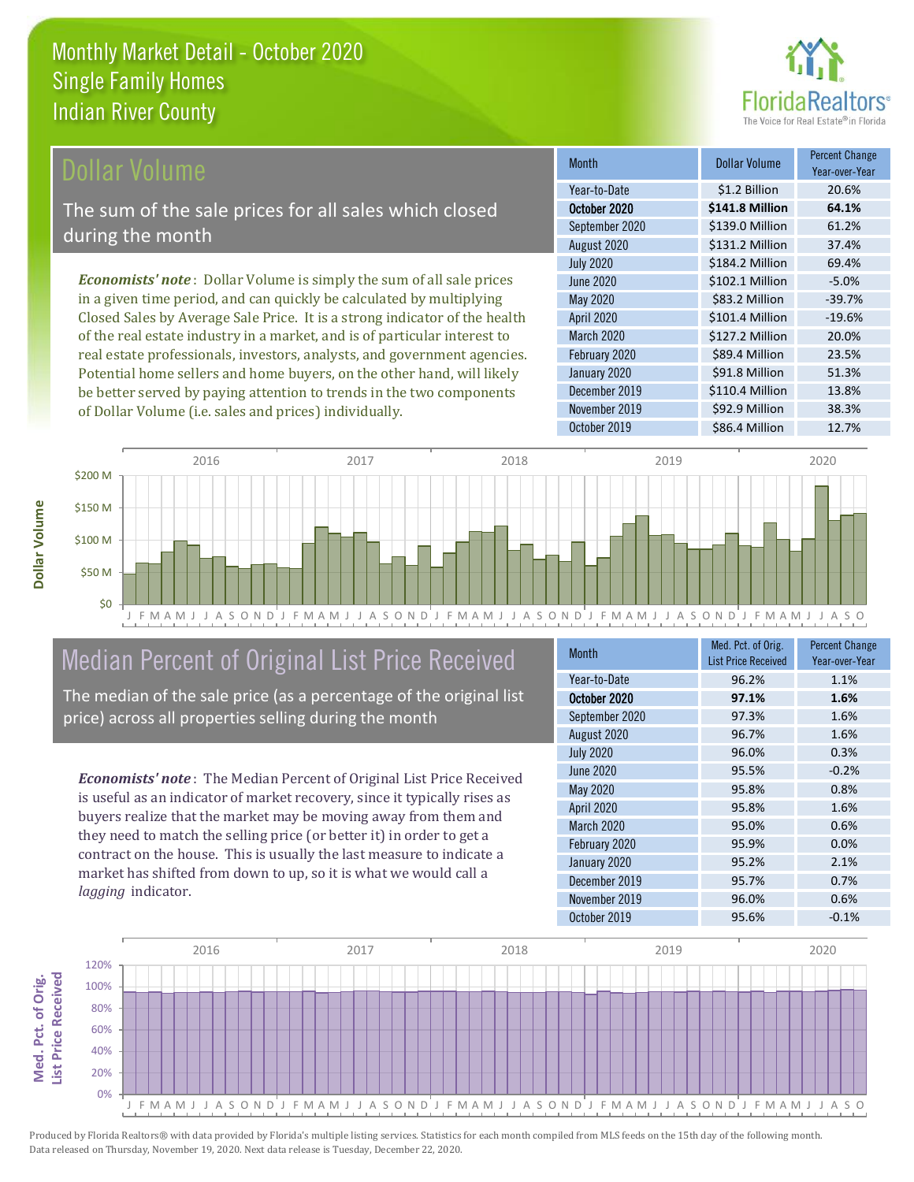# Monthly Market Detail - October 2020
## Single Family Homes
## Indian River County

## Dollar Volume

The sum of the sale prices for all sales which closed during the month

*Economists' note*: Dollar Volume is simply the sum of all sale prices in a given time period, and can quickly be calculated by multiplying Closed Sales by Average Sale Price. It is a strong indicator of the health of the real estate industry in a market, and is of particular interest to real estate professionals, investors, analysts, and government agencies. Potential home sellers and home buyers, on the other hand, will likely be better served by paying attention to trends in the two components of Dollar Volume (i.e. sales and prices) individually.

| Month | Dollar Volume | Percent Change Year-over-Year |
|---|---|---|
| Year-to-Date | $1.2 Billion | 20.6% |
| **October 2020** | **$141.8 Million** | **64.1%** |
| September 2020 | $139.0 Million | 61.2% |
| August 2020 | $131.2 Million | 37.4% |
| July 2020 | $184.2 Million | 69.4% |
| June 2020 | $102.1 Million | -5.0% |
| May 2020 | $83.2 Million | -39.7% |
| April 2020 | $101.4 Million | -19.6% |
| March 2020 | $127.2 Million | 20.0% |
| February 2020 | $89.4 Million | 23.5% |
| January 2020 | $91.8 Million | 51.3% |
| December 2019 | $110.4 Million | 13.8% |
| November 2019 | $92.9 Million | 38.3% |
| October 2019 | $86.4 Million | 12.7% |

## Median Percent of Original List Price Received

The median of the sale price (as a percentage of the original list price) across all properties selling during the month

*Economists' note*: The Median Percent of Original List Price Received is useful as an indicator of market recovery, since it typically rises as buyers realize that the market may be moving away from them and they need to match the selling price (or better it) in order to get a contract on the house. This is usually the last measure to indicate a market has shifted from down to up, so it is what we would call a *lagging* indicator.

| Month | Med. Pct. of Orig. List Price Received | Percent Change Year-over-Year |
|---|---|---|
| Year-to-Date | 96.2% | 1.1% |
| **October 2020** | **97.1%** | **1.6%** |
| September 2020 | 97.3% | 1.6% |
| August 2020 | 96.7% | 1.6% |
| July 2020 | 96.0% | 0.3% |
| June 2020 | 95.5% | -0.2% |
| May 2020 | 95.8% | 0.8% |
| April 2020 | 95.8% | 1.6% |
| March 2020 | 95.0% | 0.6% |
| February 2020 | 95.9% | 0.0% |
| January 2020 | 95.2% | 2.1% |
| December 2019 | 95.7% | 0.7% |
| November 2019 | 96.0% | 0.6% |
| October 2019 | 95.6% | -0.1% |

Produced by Florida Realtors® with data provided by Florida's multiple listing services. Statistics for each month compiled from MLS feeds on the 15th day of the following month. Data released on Thursday, November 19, 2020. Next data release is Tuesday, December 22, 2020.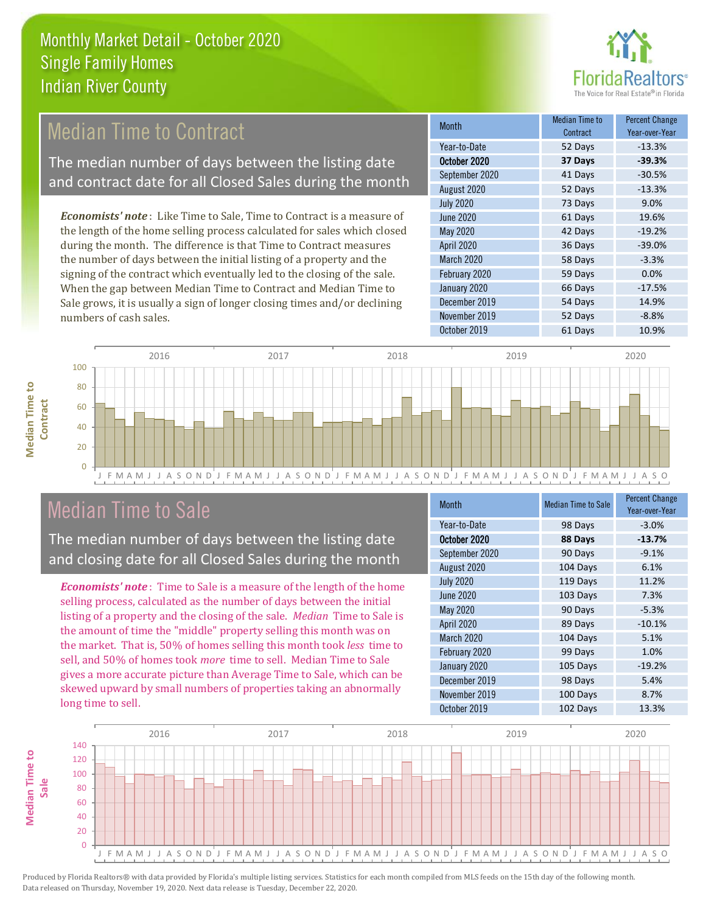# Monthly Market Detail - October 2020
## Single Family Homes
## Indian River County

## Median Time to Contract

The median number of days between the listing date and contract date for all Closed Sales during the month

*Economists' note*: Like Time to Sale, Time to Contract is a measure of the length of the home selling process calculated for sales which closed during the month. The difference is that Time to Contract measures the number of days between the initial listing of a property and the signing of the contract which eventually led to the closing of the sale. When the gap between Median Time to Contract and Median Time to Sale grows, it is usually a sign of longer closing times and/or declining numbers of cash sales.

| Month | Median Time to Contract | Percent Change Year-over-Year |
|---|---|---|
| Year-to-Date | 52 Days | -13.3% |
| **October 2020** | **37 Days** | **-39.3%** |
| September 2020 | 41 Days | -30.5% |
| August 2020 | 52 Days | -13.3% |
| July 2020 | 73 Days | 9.0% |
| June 2020 | 61 Days | 19.6% |
| May 2020 | 42 Days | -19.2% |
| April 2020 | 36 Days | -39.0% |
| March 2020 | 58 Days | -3.3% |
| February 2020 | 59 Days | 0.0% |
| January 2020 | 66 Days | -17.5% |
| December 2019 | 54 Days | 14.9% |
| November 2019 | 52 Days | -8.8% |
| October 2019 | 61 Days | 10.9% |

## Median Time to Sale

The median number of days between the listing date and closing date for all Closed Sales during the month

*Economists' note*: Time to Sale is a measure of the length of the home selling process, calculated as the number of days between the initial listing of a property and the closing of the sale. *Median* Time to Sale is the amount of time the "middle" property selling this month was on the market. That is, 50% of homes selling this month took *less* time to sell, and 50% of homes took *more* time to sell. Median Time to Sale gives a more accurate picture than Average Time to Sale, which can be skewed upward by small numbers of properties taking an abnormally long time to sell.

| Month | Median Time to Sale | Percent Change Year-over-Year |
|---|---|---|
| Year-to-Date | 98 Days | -3.0% |
| **October 2020** | **88 Days** | **-13.7%** |
| September 2020 | 90 Days | -9.1% |
| August 2020 | 104 Days | 6.1% |
| July 2020 | 119 Days | 11.2% |
| June 2020 | 103 Days | 7.3% |
| May 2020 | 90 Days | -5.3% |
| April 2020 | 89 Days | -10.1% |
| March 2020 | 104 Days | 5.1% |
| February 2020 | 99 Days | 1.0% |
| January 2020 | 105 Days | -19.2% |
| December 2019 | 98 Days | 5.4% |
| November 2019 | 100 Days | 8.7% |
| October 2019 | 102 Days | 13.3% |

Produced by Florida Realtors® with data provided by Florida's multiple listing services. Statistics for each month compiled from MLS feeds on the 15th day of the following month. Data released on Thursday, November 19, 2020. Next data release is Tuesday, December 22, 2020.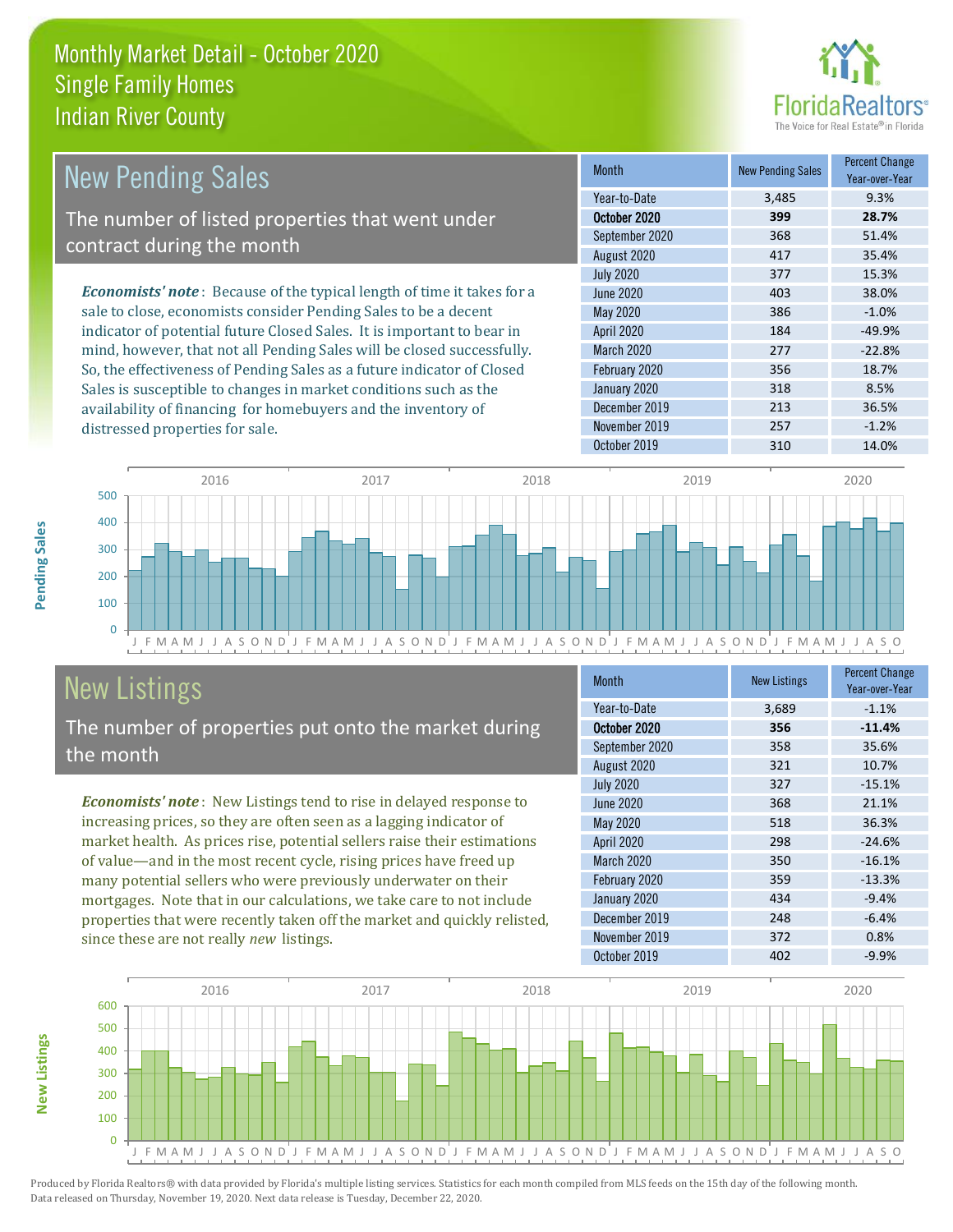# Monthly Market Detail - October 2020
## Single Family Homes
## Indian River County

## New Pending Sales

The number of listed properties that went under contract during the month

*Economists' note*: Because of the typical length of time it takes for a sale to close, economists consider Pending Sales to be a decent indicator of potential future Closed Sales. It is important to bear in mind, however, that not all Pending Sales will be closed successfully. So, the effectiveness of Pending Sales as a future indicator of Closed Sales is susceptible to changes in market conditions such as the availability of financing for homebuyers and the inventory of distressed properties for sale.

| Month | New Pending Sales | Percent Change Year-over-Year |
|---|---|---|
| Year-to-Date | 3,485 | 9.3% |
| **October 2020** | **399** | **28.7%** |
| September 2020 | 368 | 51.4% |
| August 2020 | 417 | 35.4% |
| July 2020 | 377 | 15.3% |
| June 2020 | 403 | 38.0% |
| May 2020 | 386 | -1.0% |
| April 2020 | 184 | -49.9% |
| March 2020 | 277 | -22.8% |
| February 2020 | 356 | 18.7% |
| January 2020 | 318 | 8.5% |
| December 2019 | 213 | 36.5% |
| November 2019 | 257 | -1.2% |
| October 2019 | 310 | 14.0% |

## New Listings

The number of properties put onto the market during the month

*Economists' note*: New Listings tend to rise in delayed response to increasing prices, so they are often seen as a lagging indicator of market health. As prices rise, potential sellers raise their estimations of value—and in the most recent cycle, rising prices have freed up many potential sellers who were previously underwater on their mortgages. Note that in our calculations, we take care to not include properties that were recently taken off the market and quickly relisted, since these are not really *new* listings.

| Month | New Listings | Percent Change Year-over-Year |
|---|---|---|
| Year-to-Date | 3,689 | -1.1% |
| **October 2020** | **356** | **-11.4%** |
| September 2020 | 358 | 35.6% |
| August 2020 | 321 | 10.7% |
| July 2020 | 327 | -15.1% |
| June 2020 | 368 | 21.1% |
| May 2020 | 518 | 36.3% |
| April 2020 | 298 | -24.6% |
| March 2020 | 350 | -16.1% |
| February 2020 | 359 | -13.3% |
| January 2020 | 434 | -9.4% |
| December 2019 | 248 | -6.4% |
| November 2019 | 372 | 0.8% |
| October 2019 | 402 | -9.9% |

Produced by Florida Realtors® with data provided by Florida's multiple listing services. Statistics for each month compiled from MLS feeds on the 15th day of the following month. Data released on Thursday, November 19, 2020. Next data release is Tuesday, December 22, 2020.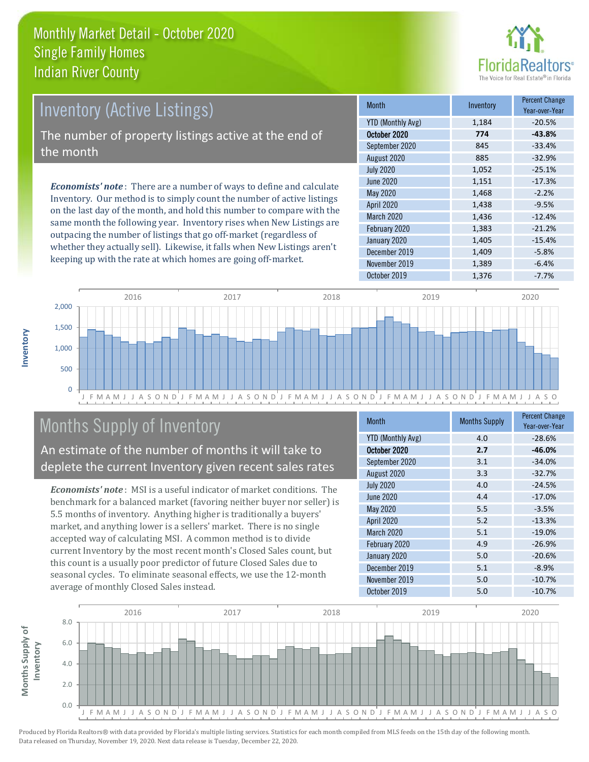# Monthly Market Detail - October 2020
## Single Family Homes
## Indian River County

## Inventory (Active Listings)

The number of property listings active at the end of the month

***Economists' note***: There are a number of ways to define and calculate Inventory. Our method is to simply count the number of active listings on the last day of the month, and hold this number to compare with the same month the following year. Inventory rises when New Listings are outpacing the number of listings that go off-market (regardless of whether they actually sell). Likewise, it falls when New Listings aren't keeping up with the rate at which homes are going off-market.

| Month | Inventory | Percent Change Year-over-Year |
|---|---|---|
| YTD (Monthly Avg) | 1,184 | -20.5% |
| **October 2020** | **774** | **-43.8%** |
| September 2020 | 845 | -33.4% |
| August 2020 | 885 | -32.9% |
| July 2020 | 1,052 | -25.1% |
| June 2020 | 1,151 | -17.3% |
| May 2020 | 1,468 | -2.2% |
| April 2020 | 1,438 | -9.5% |
| March 2020 | 1,436 | -12.4% |
| February 2020 | 1,383 | -21.2% |
| January 2020 | 1,405 | -15.4% |
| December 2019 | 1,409 | -5.8% |
| November 2019 | 1,389 | -6.4% |
| October 2019 | 1,376 | -7.7% |

## Months Supply of Inventory

An estimate of the number of months it will take to deplete the current Inventory given recent sales rates

***Economists' note***: MSI is a useful indicator of market conditions. The benchmark for a balanced market (favoring neither buyer nor seller) is 5.5 months of inventory. Anything higher is traditionally a buyers' market, and anything lower is a sellers' market. There is no single accepted way of calculating MSI. A common method is to divide current Inventory by the most recent month's Closed Sales count, but this count is a usually poor predictor of future Closed Sales due to seasonal cycles. To eliminate seasonal effects, we use the 12-month average of monthly Closed Sales instead.

| Month | Months Supply | Percent Change Year-over-Year |
|---|---|---|
| YTD (Monthly Avg) | 4.0 | -28.6% |
| **October 2020** | **2.7** | **-46.0%** |
| September 2020 | 3.1 | -34.0% |
| August 2020 | 3.3 | -32.7% |
| July 2020 | 4.0 | -24.5% |
| June 2020 | 4.4 | -17.0% |
| May 2020 | 5.5 | -3.5% |
| April 2020 | 5.2 | -13.3% |
| March 2020 | 5.1 | -19.0% |
| February 2020 | 4.9 | -26.9% |
| January 2020 | 5.0 | -20.6% |
| December 2019 | 5.1 | -8.9% |
| November 2019 | 5.0 | -10.7% |
| October 2019 | 5.0 | -10.7% |

Produced by Florida Realtors® with data provided by Florida's multiple listing services. Statistics for each month compiled from MLS feeds on the 15th day of the following month. Data released on Thursday, November 19, 2020. Next data release is Tuesday, December 22, 2020.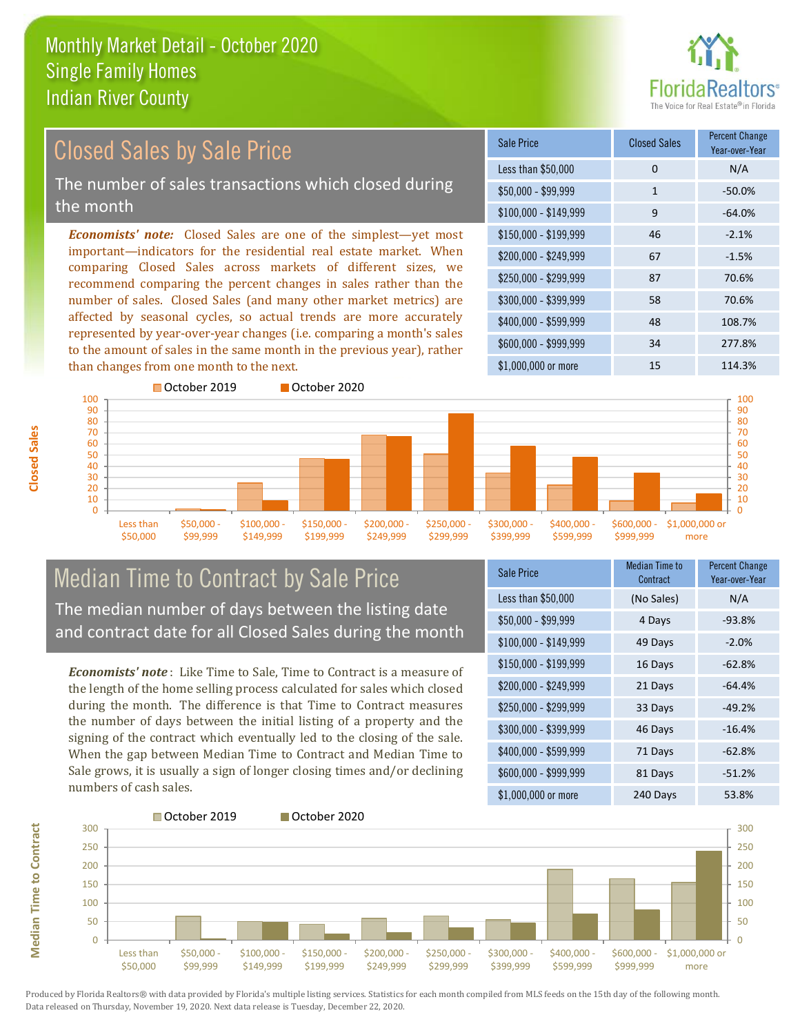# Monthly Market Detail - October 2020
## Single Family Homes
## Indian River County

## Closed Sales by Sale Price

The number of sales transactions which closed during the month

***Economists' note:*** Closed Sales are one of the simplest—yet most important—indicators for the residential real estate market. When comparing Closed Sales across markets of different sizes, we recommend comparing the percent changes in sales rather than the number of sales. Closed Sales (and many other market metrics) are affected by seasonal cycles, so actual trends are more accurately represented by year-over-year changes (i.e. comparing a month's sales to the amount of sales in the same month in the previous year), rather than changes from one month to the next.

| Sale Price | Closed Sales | Percent Change Year-over-Year |
|---|---|---|
| Less than $50,000 | 0 | N/A |
| $50,000 - $99,999 | 1 | -50.0% |
| $100,000 - $149,999 | 9 | -64.0% |
| $150,000 - $199,999 | 46 | -2.1% |
| $200,000 - $249,999 | 67 | -1.5% |
| $250,000 - $299,999 | 87 | 70.6% |
| $300,000 - $399,999 | 58 | 70.6% |
| $400,000 - $599,999 | 48 | 108.7% |
| $600,000 - $999,999 | 34 | 277.8% |
| $1,000,000 or more | 15 | 114.3% |

## Median Time to Contract by Sale Price

The median number of days between the listing date and contract date for all Closed Sales during the month

***Economists' note*** : Like Time to Sale, Time to Contract is a measure of the length of the home selling process calculated for sales which closed during the month. The difference is that Time to Contract measures the number of days between the initial listing of a property and the signing of the contract which eventually led to the closing of the sale. When the gap between Median Time to Contract and Median Time to Sale grows, it is usually a sign of longer closing times and/or declining numbers of cash sales.

| Sale Price | Median Time to Contract | Percent Change Year-over-Year |
|---|---|---|
| Less than $50,000 | (No Sales) | N/A |
| $50,000 - $99,999 | 4 Days | -93.8% |
| $100,000 - $149,999 | 49 Days | -2.0% |
| $150,000 - $199,999 | 16 Days | -62.8% |
| $200,000 - $249,999 | 21 Days | -64.4% |
| $250,000 - $299,999 | 33 Days | -49.2% |
| $300,000 - $399,999 | 46 Days | -16.4% |
| $400,000 - $599,999 | 71 Days | -62.8% |
| $600,000 - $999,999 | 81 Days | -51.2% |
| $1,000,000 or more | 240 Days | 53.8% |

Produced by Florida Realtors® with data provided by Florida's multiple listing services. Statistics for each month compiled from MLS feeds on the 15th day of the following month. Data released on Thursday, November 19, 2020. Next data release is Tuesday, December 22, 2020.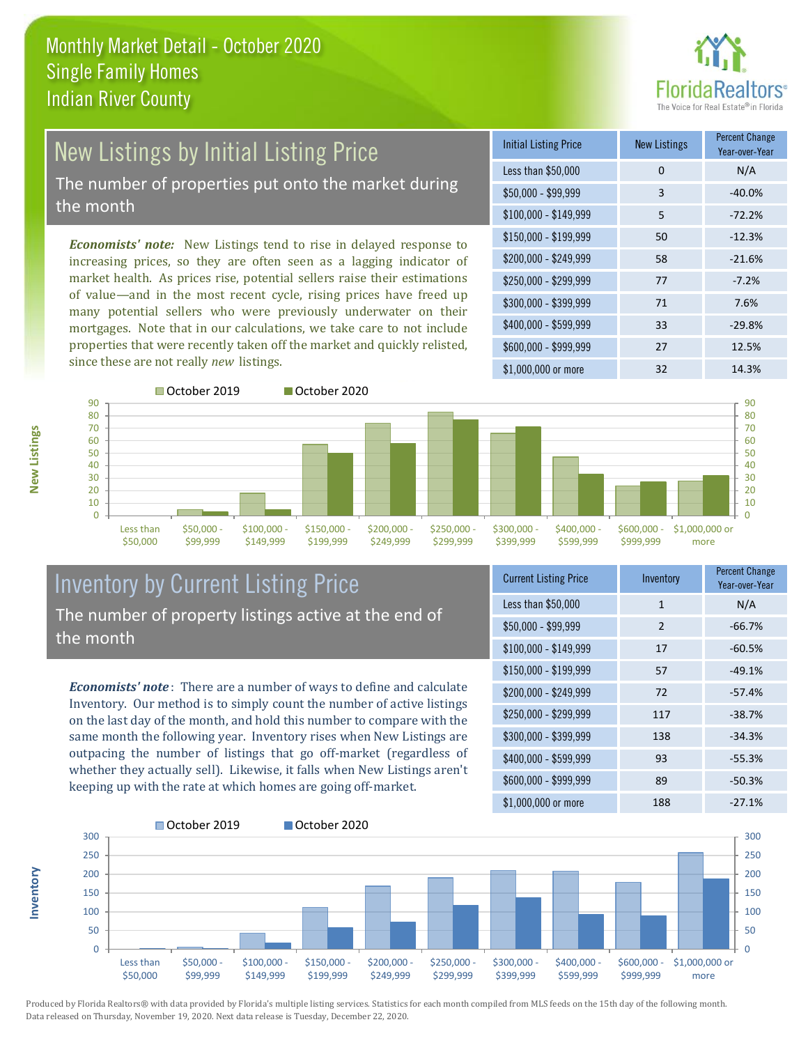# Monthly Market Detail - October 2020
## Single Family Homes
## Indian River County

## New Listings by Initial Listing Price

The number of properties put onto the market during the month

*Economists' note:* New Listings tend to rise in delayed response to increasing prices, so they are often seen as a lagging indicator of market health. As prices rise, potential sellers raise their estimations of value—and in the most recent cycle, rising prices have freed up many potential sellers who were previously underwater on their mortgages. Note that in our calculations, we take care to not include properties that were recently taken off the market and quickly relisted, since these are not really *new* listings.

| Initial Listing Price | New Listings | Percent Change Year-over-Year |
|---|---|---|
| Less than $50,000 | 0 | N/A |
| $50,000 - $99,999 | 3 | -40.0% |
| $100,000 - $149,999 | 5 | -72.2% |
| $150,000 - $199,999 | 50 | -12.3% |
| $200,000 - $249,999 | 58 | -21.6% |
| $250,000 - $299,999 | 77 | -7.2% |
| $300,000 - $399,999 | 71 | 7.6% |
| $400,000 - $599,999 | 33 | -29.8% |
| $600,000 - $999,999 | 27 | 12.5% |
| $1,000,000 or more | 32 | 14.3% |

## Inventory by Current Listing Price

The number of property listings active at the end of the month

*Economists' note*: There are a number of ways to define and calculate Inventory. Our method is to simply count the number of active listings on the last day of the month, and hold this number to compare with the same month the following year. Inventory rises when New Listings are outpacing the number of listings that go off-market (regardless of whether they actually sell). Likewise, it falls when New Listings aren't keeping up with the rate at which homes are going off-market.

| Current Listing Price | Inventory | Percent Change Year-over-Year |
|---|---|---|
| Less than $50,000 | 1 | N/A |
| $50,000 - $99,999 | 2 | -66.7% |
| $100,000 - $149,999 | 17 | -60.5% |
| $150,000 - $199,999 | 57 | -49.1% |
| $200,000 - $249,999 | 72 | -57.4% |
| $250,000 - $299,999 | 117 | -38.7% |
| $300,000 - $399,999 | 138 | -34.3% |
| $400,000 - $599,999 | 93 | -55.3% |
| $600,000 - $999,999 | 89 | -50.3% |
| $1,000,000 or more | 188 | -27.1% |

Produced by Florida Realtors® with data provided by Florida's multiple listing services. Statistics for each month compiled from MLS feeds on the 15th day of the following month. Data released on Thursday, November 19, 2020. Next data release is Tuesday, December 22, 2020.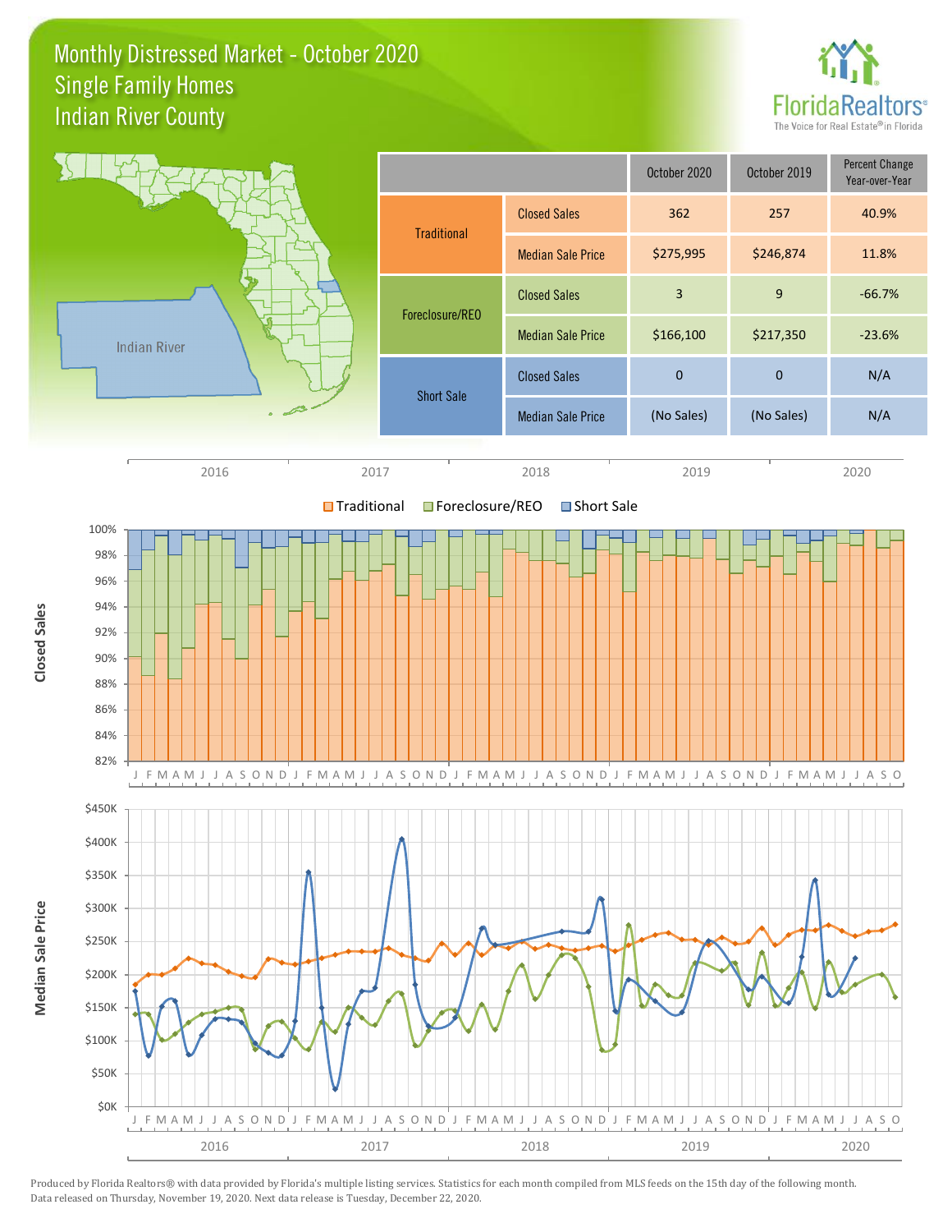# Monthly Distressed Market - October 2020
## Single Family Homes
## Indian River County

FloridaRealtors®
The Voice for Real Estate® in Florida

Indian River

| | | October 2020 | October 2019 | Percent Change Year-over-Year |
|---|---|---|---|---|
| Traditional | Closed Sales | 362 | 257 | 40.9% |
| | Median Sale Price | $275,995 | $246,874 | 11.8% |
| Foreclosure/REO | Closed Sales | 3 | 9 | -66.7% |
| | Median Sale Price | $166,100 | $217,350 | -23.6% |
| Short Sale | Closed Sales | 0 | 0 | N/A |
| | Median Sale Price | (No Sales) | (No Sales) | N/A |

2016 2017 2018 2019 2020

Traditional Foreclosure/REO Short Sale

Closed Sales

100% 98% 96% 94% 92% 90% 88% 86% 84% 82%

J F M A M J J A S O N D J F M A M J J A S O N D J F M A M J J A S O N D J F M A M J J A S O N D J F M A M J J A S O

Median Sale Price

$450K $400K $350K $300K $250K $200K $150K $100K $50K $0K

J F M A M J J A S O N D J F M A M J J A S O N D J F M A M J J A S O N D J F M A M J J A S O N D J F M A M J J A S O

2016 2017 2018 2019 2020

Produced by Florida Realtors® with data provided by Florida's multiple listing services. Statistics for each month compiled from MLS feeds on the 15th day of the following month. Data released on Thursday, November 19, 2020. Next data release is Tuesday, December 22, 2020.